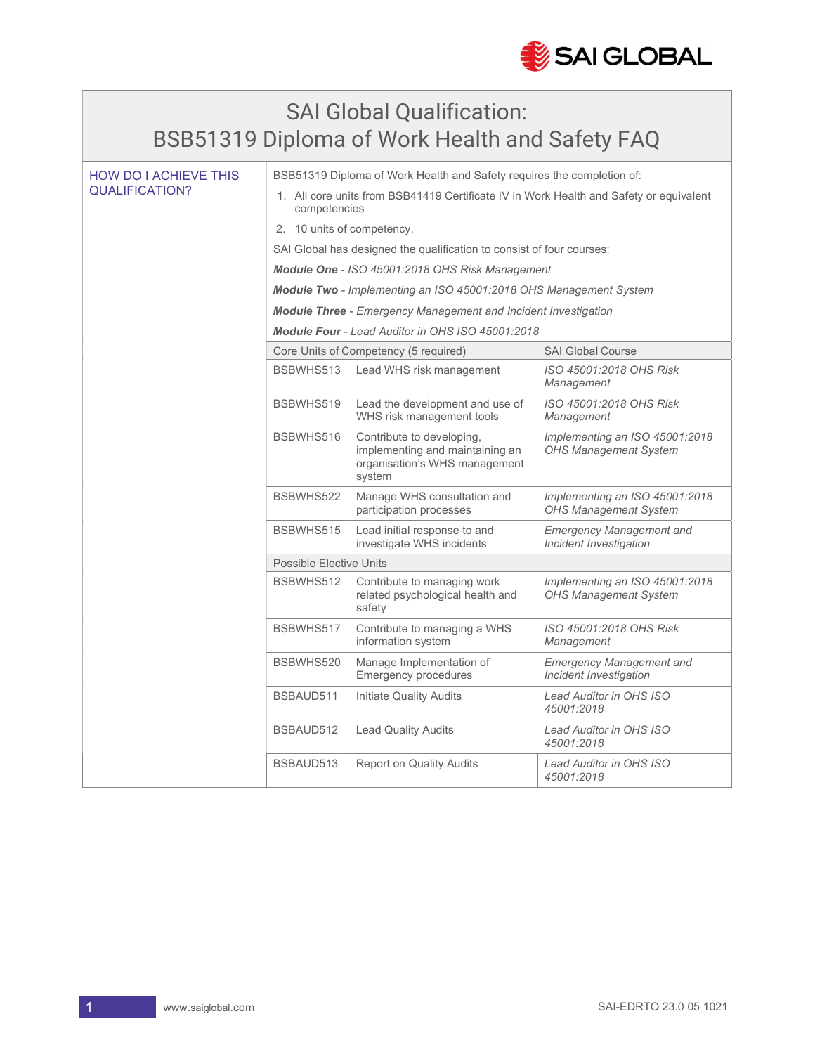# SAI Global Qualification:
# BSB51319 Diploma of Work Health and Safety FAQ

## HOW DO I ACHIEVE THIS QUALIFICATION?

BSB51319 Diploma of Work Health and Safety requires the completion of:

1. All core units from BSB41419 Certificate IV in Work Health and Safety or equivalent competencies
2. 10 units of competency.

SAI Global has designed the qualification to consist of four courses:

***Module One** - ISO 45001:2018 OHS Risk Management*

***Module Two** - Implementing an ISO 45001:2018 OHS Management System*

***Module Three** - Emergency Management and Incident Investigation*

***Module Four** - Lead Auditor in OHS ISO 45001:2018*

| Core Units of Competency (5 required) | | SAI Global Course |
|---|---|---|
| BSBWHS513 | Lead WHS risk management | *ISO 45001:2018 OHS Risk Management* |
| BSBWHS519 | Lead the development and use of WHS risk management tools | *ISO 45001:2018 OHS Risk Management* |
| BSBWHS516 | Contribute to developing, implementing and maintaining an organisation's WHS management system | *Implementing an ISO 45001:2018 OHS Management System* |
| BSBWHS522 | Manage WHS consultation and participation processes | *Implementing an ISO 45001:2018 OHS Management System* |
| BSBWHS515 | Lead initial response to and investigate WHS incidents | *Emergency Management and Incident Investigation* |
| **Possible Elective Units** | | |
| BSBWHS512 | Contribute to managing work related psychological health and safety | *Implementing an ISO 45001:2018 OHS Management System* |
| BSBWHS517 | Contribute to managing a WHS information system | *ISO 45001:2018 OHS Risk Management* |
| BSBWHS520 | Manage Implementation of Emergency procedures | *Emergency Management and Incident Investigation* |
| BSBAUD511 | Initiate Quality Audits | *Lead Auditor in OHS ISO 45001:2018* |
| BSBAUD512 | Lead Quality Audits | *Lead Auditor in OHS ISO 45001:2018* |
| BSBAUD513 | Report on Quality Audits | *Lead Auditor in OHS ISO 45001:2018* |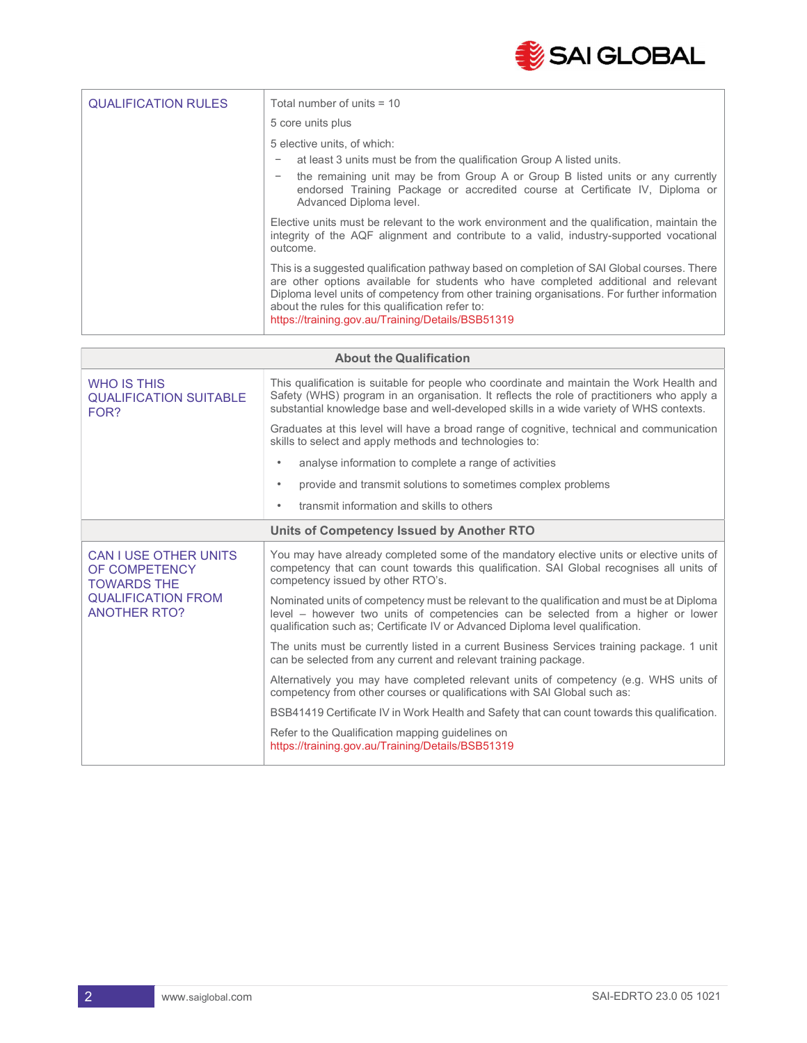| QUALIFICATION RULES | Total number of units = 10<br><br>5 core units plus<br><br>5 elective units, of which:<br>– at least 3 units must be from the qualification Group A listed units.<br>– the remaining unit may be from Group A or Group B listed units or any currently endorsed Training Package or accredited course at Certificate IV, Diploma or Advanced Diploma level.<br><br>Elective units must be relevant to the work environment and the qualification, maintain the integrity of the AQF alignment and contribute to a valid, industry-supported vocational outcome.<br><br>This is a suggested qualification pathway based on completion of SAI Global courses. There are other options available for students who have completed additional and relevant Diploma level units of competency from other training organisations. For further information about the rules for this qualification refer to:<br>https://training.gov.au/Training/Details/BSB51319 |
|---|---|

| About the Qualification | |
|---|---|
| WHO IS THIS QUALIFICATION SUITABLE FOR? | This qualification is suitable for people who coordinate and maintain the Work Health and Safety (WHS) program in an organisation. It reflects the role of practitioners who apply a substantial knowledge base and well-developed skills in a wide variety of WHS contexts.<br><br>Graduates at this level will have a broad range of cognitive, technical and communication skills to select and apply methods and technologies to:<br>• analyse information to complete a range of activities<br>• provide and transmit solutions to sometimes complex problems<br>• transmit information and skills to others |
| **Units of Competency Issued by Another RTO** | |
| CAN I USE OTHER UNITS OF COMPETENCY TOWARDS THE QUALIFICATION FROM ANOTHER RTO? | You may have already completed some of the mandatory elective units or elective units of competency that can count towards this qualification. SAI Global recognises all units of competency issued by other RTO's.<br><br>Nominated units of competency must be relevant to the qualification and must be at Diploma level – however two units of competencies can be selected from a higher or lower qualification such as; Certificate IV or Advanced Diploma level qualification.<br><br>The units must be currently listed in a current Business Services training package. 1 unit can be selected from any current and relevant training package.<br><br>Alternatively you may have completed relevant units of competency (e.g. WHS units of competency from other courses or qualifications with SAI Global such as:<br><br>BSB41419 Certificate IV in Work Health and Safety that can count towards this qualification.<br><br>Refer to the Qualification mapping guidelines on<br>https://training.gov.au/Training/Details/BSB51319 |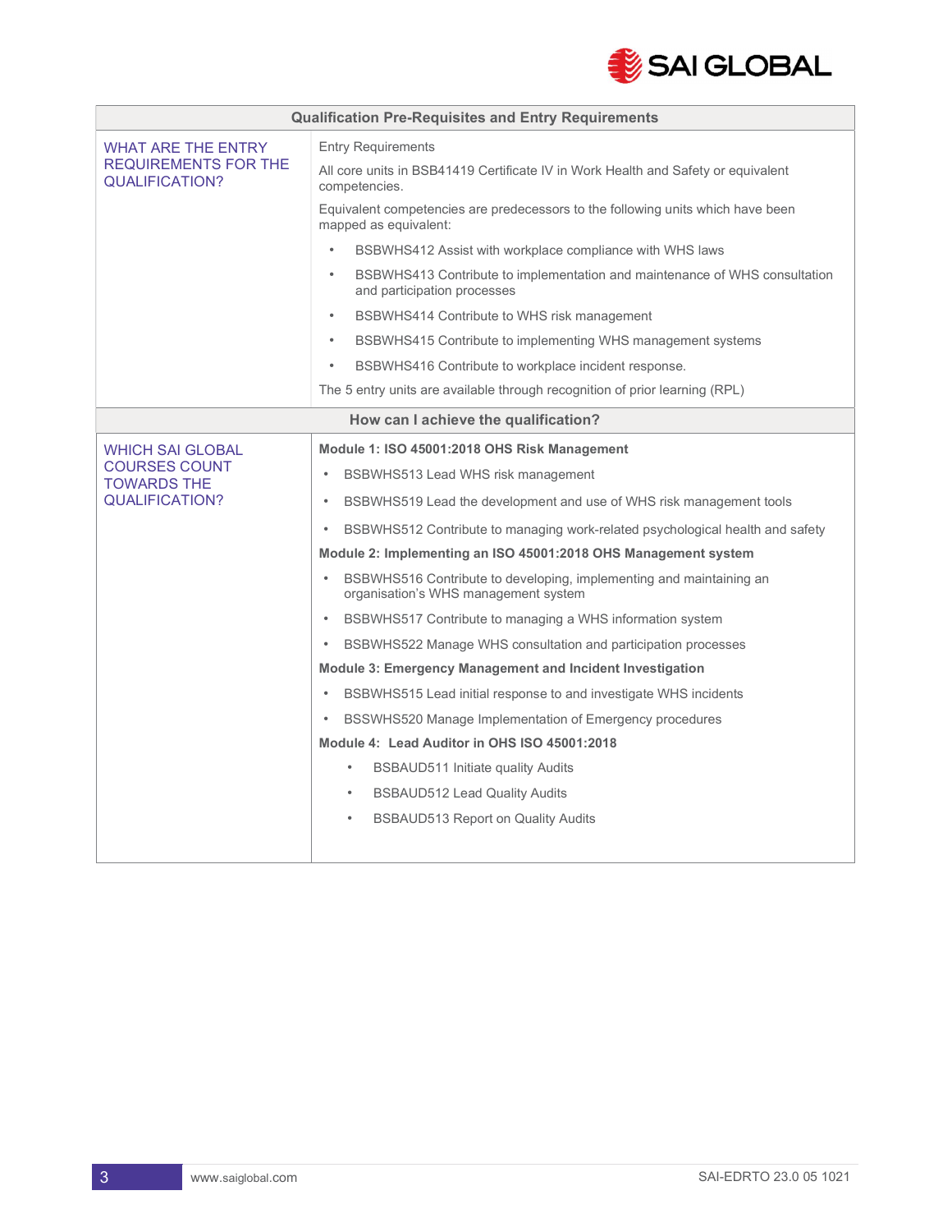| Qualification Pre-Requisites and Entry Requirements | |
|---|---|
| WHAT ARE THE ENTRY REQUIREMENTS FOR THE QUALIFICATION? | Entry Requirements<br><br>All core units in BSB41419 Certificate IV in Work Health and Safety or equivalent competencies.<br><br>Equivalent competencies are predecessors to the following units which have been mapped as equivalent:<br><br>• BSBWHS412 Assist with workplace compliance with WHS laws<br>• BSBWHS413 Contribute to implementation and maintenance of WHS consultation and participation processes<br>• BSBWHS414 Contribute to WHS risk management<br>• BSBWHS415 Contribute to implementing WHS management systems<br>• BSBWHS416 Contribute to workplace incident response.<br><br>The 5 entry units are available through recognition of prior learning (RPL) |

| How can I achieve the qualification? | |
|---|---|
| WHICH SAI GLOBAL COURSES COUNT TOWARDS THE QUALIFICATION? | **Module 1: ISO 45001:2018 OHS Risk Management**<br>• BSBWHS513 Lead WHS risk management<br>• BSBWHS519 Lead the development and use of WHS risk management tools<br>• BSBWHS512 Contribute to managing work-related psychological health and safety<br><br>**Module 2: Implementing an ISO 45001:2018 OHS Management system**<br>• BSBWHS516 Contribute to developing, implementing and maintaining an organisation's WHS management system<br>• BSBWHS517 Contribute to managing a WHS information system<br>• BSBWHS522 Manage WHS consultation and participation processes<br><br>**Module 3: Emergency Management and Incident Investigation**<br>• BSBWHS515 Lead initial response to and investigate WHS incidents<br>• BSSWHS520 Manage Implementation of Emergency procedures<br><br>**Module 4: Lead Auditor in OHS ISO 45001:2018**<br>• BSBAUD511 Initiate quality Audits<br>• BSBAUD512 Lead Quality Audits<br>• BSBAUD513 Report on Quality Audits |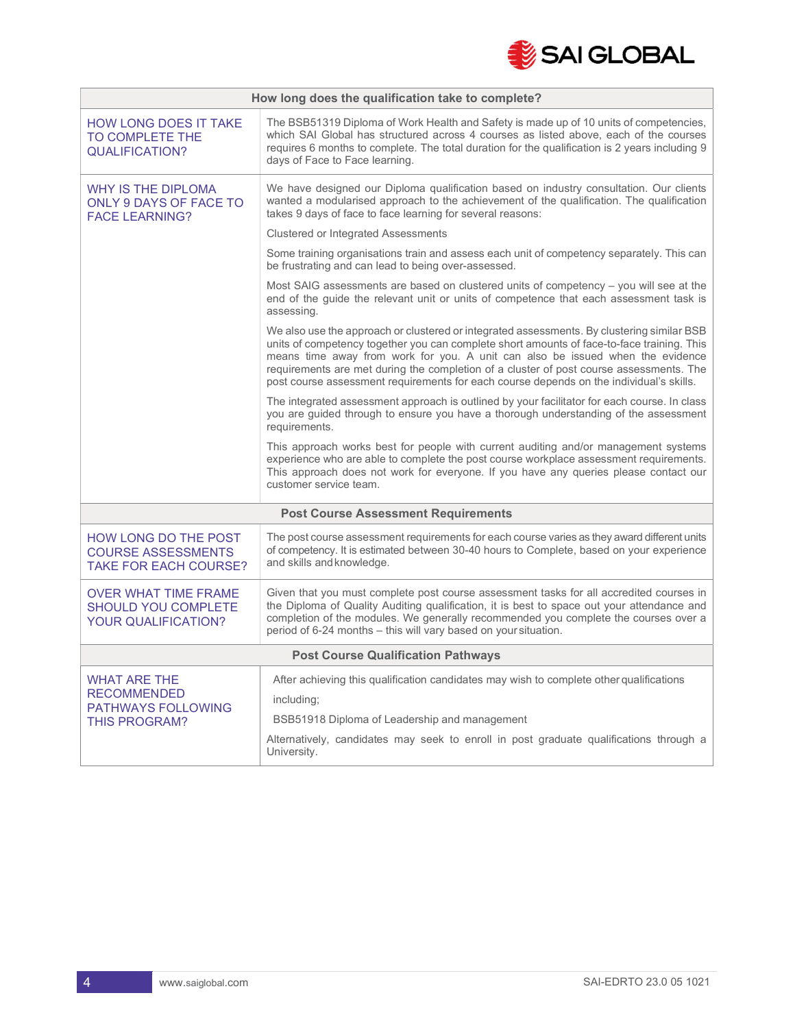| How long does the qualification take to complete? | |
|---|---|
| HOW LONG DOES IT TAKE TO COMPLETE THE QUALIFICATION? | The BSB51319 Diploma of Work Health and Safety is made up of 10 units of competencies, which SAI Global has structured across 4 courses as listed above, each of the courses requires 6 months to complete. The total duration for the qualification is 2 years including 9 days of Face to Face learning. |
| WHY IS THE DIPLOMA ONLY 9 DAYS OF FACE TO FACE LEARNING? | We have designed our Diploma qualification based on industry consultation. Our clients wanted a modularised approach to the achievement of the qualification. The qualification takes 9 days of face to face learning for several reasons:<br><br>Clustered or Integrated Assessments<br><br>Some training organisations train and assess each unit of competency separately. This can be frustrating and can lead to being over-assessed.<br><br>Most SAIG assessments are based on clustered units of competency – you will see at the end of the guide the relevant unit or units of competence that each assessment task is assessing.<br><br>We also use the approach or clustered or integrated assessments. By clustering similar BSB units of competency together you can complete short amounts of face-to-face training. This means time away from work for you. A unit can also be issued when the evidence requirements are met during the completion of a cluster of post course assessments. The post course assessment requirements for each course depends on the individual's skills.<br><br>The integrated assessment approach is outlined by your facilitator for each course. In class you are guided through to ensure you have a thorough understanding of the assessment requirements.<br><br>This approach works best for people with current auditing and/or management systems experience who are able to complete the post course workplace assessment requirements. This approach does not work for everyone. If you have any queries please contact our customer service team. |
| **Post Course Assessment Requirements** | |
| HOW LONG DO THE POST COURSE ASSESSMENTS TAKE FOR EACH COURSE? | The post course assessment requirements for each course varies as they award different units of competency. It is estimated between 30-40 hours to Complete, based on your experience and skills and knowledge. |
| OVER WHAT TIME FRAME SHOULD YOU COMPLETE YOUR QUALIFICATION? | Given that you must complete post course assessment tasks for all accredited courses in the Diploma of Quality Auditing qualification, it is best to space out your attendance and completion of the modules. We generally recommended you complete the courses over a period of 6-24 months – this will vary based on your situation. |
| **Post Course Qualification Pathways** | |
| WHAT ARE THE RECOMMENDED PATHWAYS FOLLOWING THIS PROGRAM? | After achieving this qualification candidates may wish to complete other qualifications including;<br><br>BSB51918 Diploma of Leadership and management<br><br>Alternatively, candidates may seek to enroll in post graduate qualifications through a University. |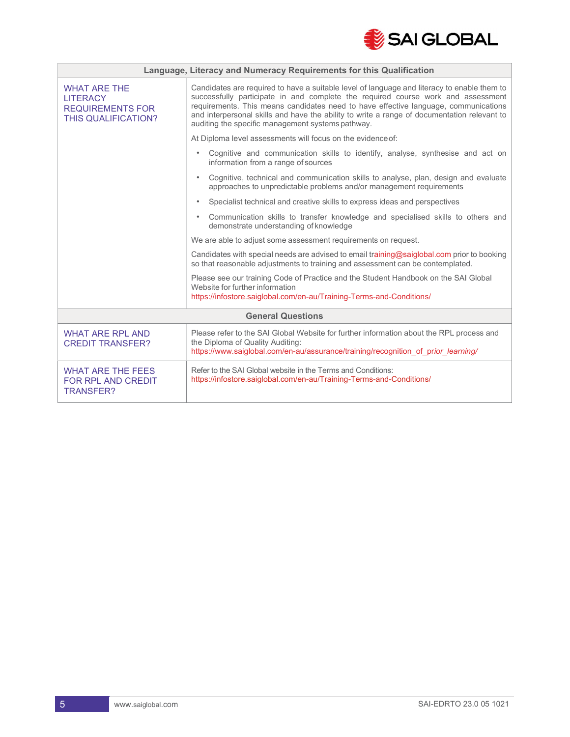| Language, Literacy and Numeracy Requirements for this Qualification | |
|---|---|
| WHAT ARE THE LITERACY REQUIREMENTS FOR THIS QUALIFICATION? | Candidates are required to have a suitable level of language and literacy to enable them to successfully participate in and complete the required course work and assessment requirements. This means candidates need to have effective language, communications and interpersonal skills and have the ability to write a range of documentation relevant to auditing the specific management systems pathway.<br><br>At Diploma level assessments will focus on the evidence of:<br><br>• Cognitive and communication skills to identify, analyse, synthesise and act on information from a range of sources<br>• Cognitive, technical and communication skills to analyse, plan, design and evaluate approaches to unpredictable problems and/or management requirements<br>• Specialist technical and creative skills to express ideas and perspectives<br>• Communication skills to transfer knowledge and specialised skills to others and demonstrate understanding of knowledge<br><br>We are able to adjust some assessment requirements on request.<br><br>Candidates with special needs are advised to email training@saiglobal.com prior to booking so that reasonable adjustments to training and assessment can be contemplated.<br><br>Please see our training Code of Practice and the Student Handbook on the SAI Global Website for further information https://infostore.saiglobal.com/en-au/Training-Terms-and-Conditions/ |
| **General Questions** | |
| WHAT ARE RPL AND CREDIT TRANSFER? | Please refer to the SAI Global Website for further information about the RPL process and the Diploma of Quality Auditing: https://www.saiglobal.com/en-au/assurance/training/recognition_of_prior_learning/ |
| WHAT ARE THE FEES FOR RPL AND CREDIT TRANSFER? | Refer to the SAI Global website in the Terms and Conditions: https://infostore.saiglobal.com/en-au/Training-Terms-and-Conditions/ |